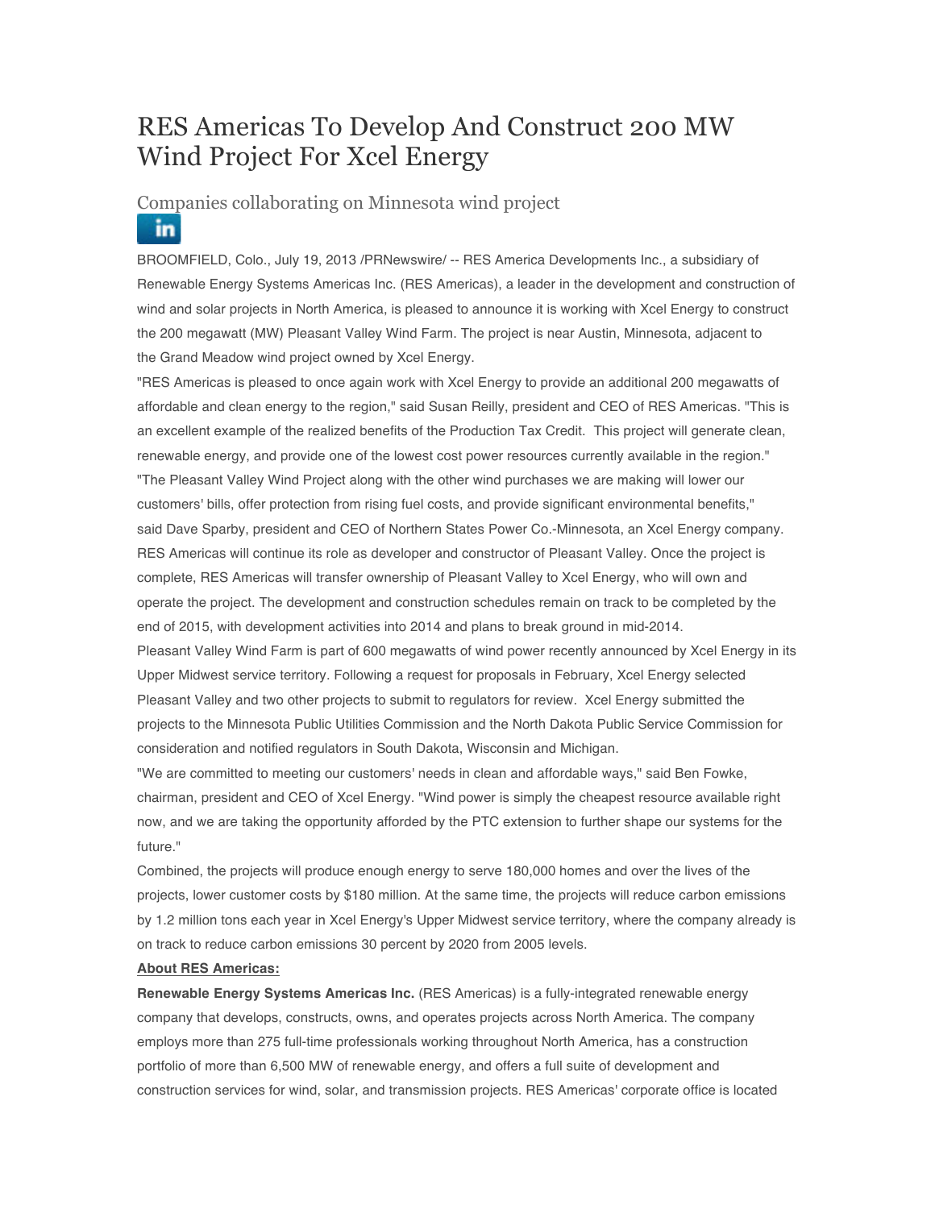# RES Americas To Develop And Construct 200 MW Wind Project For Xcel Energy

## Companies collaborating on Minnesota wind project

BROOMFIELD, Colo., July 19, 2013 /PRNewswire/ -- RES America Developments Inc., a subsidiary of Renewable Energy Systems Americas Inc. (RES Americas), a leader in the development and construction of wind and solar projects in North America, is pleased to announce it is working with Xcel Energy to construct the 200 megawatt (MW) Pleasant Valley Wind Farm. The project is near Austin, Minnesota, adjacent to the Grand Meadow wind project owned by Xcel Energy.

"RES Americas is pleased to once again work with Xcel Energy to provide an additional 200 megawatts of affordable and clean energy to the region," said Susan Reilly, president and CEO of RES Americas. "This is an excellent example of the realized benefits of the Production Tax Credit. This project will generate clean, renewable energy, and provide one of the lowest cost power resources currently available in the region."

"The Pleasant Valley Wind Project along with the other wind purchases we are making will lower our customers' bills, offer protection from rising fuel costs, and provide significant environmental benefits," said Dave Sparby, president and CEO of Northern States Power Co.-Minnesota, an Xcel Energy company.

RES Americas will continue its role as developer and constructor of Pleasant Valley. Once the project is complete, RES Americas will transfer ownership of Pleasant Valley to Xcel Energy, who will own and operate the project. The development and construction schedules remain on track to be completed by the end of 2015, with development activities into 2014 and plans to break ground in mid-2014.

Pleasant Valley Wind Farm is part of 600 megawatts of wind power recently announced by Xcel Energy in its Upper Midwest service territory. Following a request for proposals in February, Xcel Energy selected Pleasant Valley and two other projects to submit to regulators for review. Xcel Energy submitted the projects to the Minnesota Public Utilities Commission and the North Dakota Public Service Commission for consideration and notified regulators in South Dakota, Wisconsin and Michigan.

"We are committed to meeting our customers' needs in clean and affordable ways," said Ben Fowke, chairman, president and CEO of Xcel Energy. "Wind power is simply the cheapest resource available right now, and we are taking the opportunity afforded by the PTC extension to further shape our systems for the future."

Combined, the projects will produce enough energy to serve 180,000 homes and over the lives of the projects, lower customer costs by $180 million. At the same time, the projects will reduce carbon emissions by 1.2 million tons each year in Xcel Energy's Upper Midwest service territory, where the company already is on track to reduce carbon emissions 30 percent by 2020 from 2005 levels.

**About RES Americas:**

**Renewable Energy Systems Americas Inc.** (RES Americas) is a fully-integrated renewable energy company that develops, constructs, owns, and operates projects across North America. The company employs more than 275 full-time professionals working throughout North America, has a construction portfolio of more than 6,500 MW of renewable energy, and offers a full suite of development and construction services for wind, solar, and transmission projects. RES Americas' corporate office is located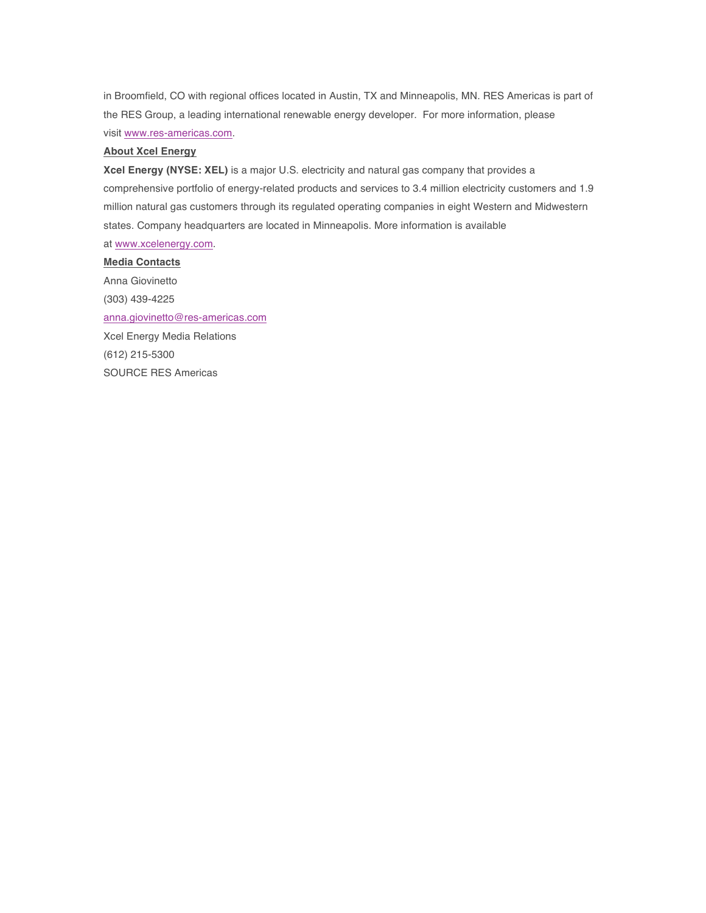in Broomfield, CO with regional offices located in Austin, TX and Minneapolis, MN. RES Americas is part of the RES Group, a leading international renewable energy developer.  For more information, please visit www.res-americas.com.

**About Xcel Energy**

**Xcel Energy (NYSE: XEL)** is a major U.S. electricity and natural gas company that provides a comprehensive portfolio of energy-related products and services to 3.4 million electricity customers and 1.9 million natural gas customers through its regulated operating companies in eight Western and Midwestern states. Company headquarters are located in Minneapolis. More information is available at www.xcelenergy.com.

**Media Contacts**

Anna Giovinetto

(303) 439-4225

anna.giovinetto@res-americas.com

Xcel Energy Media Relations

(612) 215-5300

SOURCE RES Americas